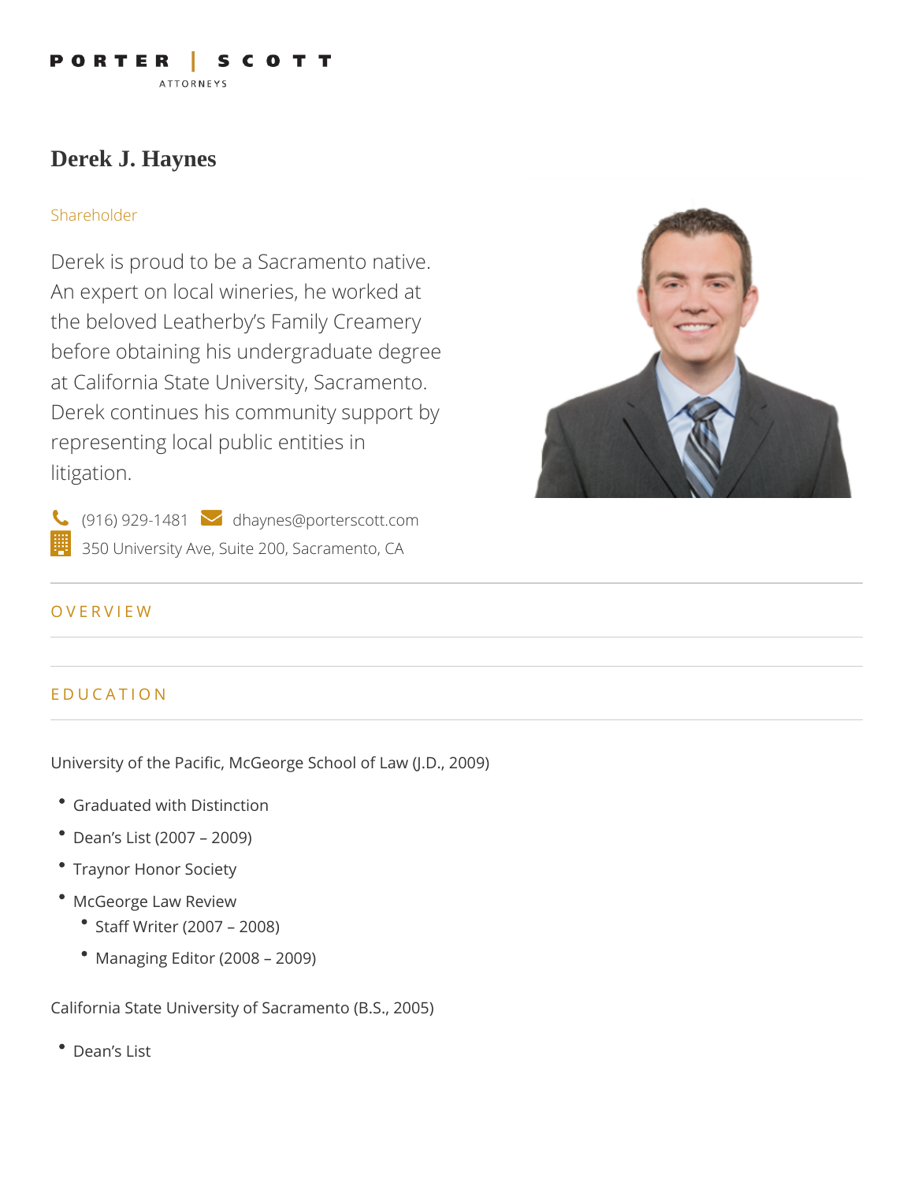PORTER | SCOTT
ATTORNEYS

# Derek J. Haynes

Shareholder

Derek is proud to be a Sacramento native. An expert on local wineries, he worked at the beloved Leatherby's Family Creamery before obtaining his undergraduate degree at California State University, Sacramento. Derek continues his community support by representing local public entities in litigation.

(916) 929-1481 dhaynes@porterscott.com
350 University Ave, Suite 200, Sacramento, CA

## OVERVIEW

## EDUCATION

University of the Pacific, McGeorge School of Law (J.D., 2009)

- Graduated with Distinction
- Dean's List (2007 – 2009)
- Traynor Honor Society
- McGeorge Law Review
  - Staff Writer (2007 – 2008)
  - Managing Editor (2008 – 2009)

California State University of Sacramento (B.S., 2005)

- Dean's List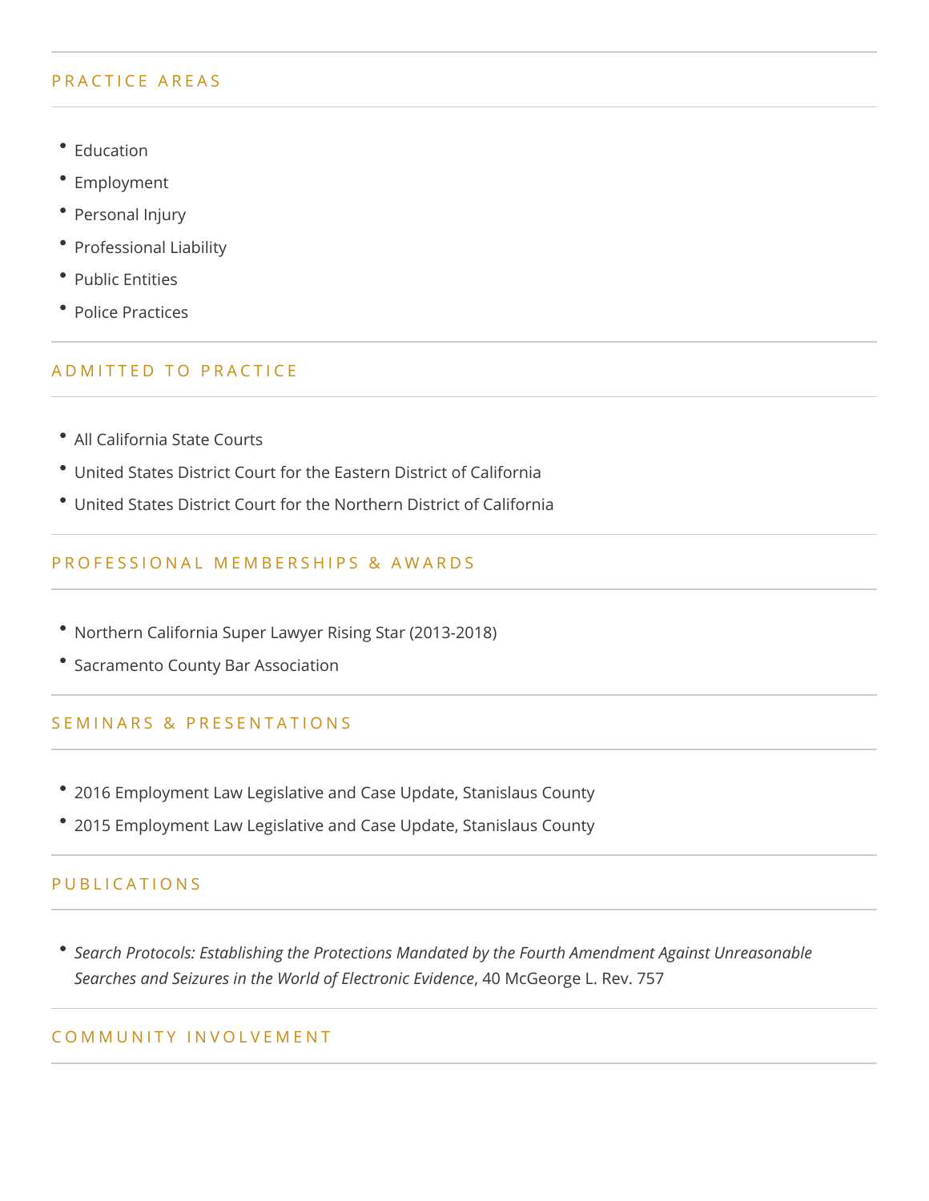## PRACTICE AREAS

- Education
- Employment
- Personal Injury
- Professional Liability
- Public Entities
- Police Practices

## ADMITTED TO PRACTICE

- All California State Courts
- United States District Court for the Eastern District of California
- United States District Court for the Northern District of California

## PROFESSIONAL MEMBERSHIPS & AWARDS

- Northern California Super Lawyer Rising Star (2013-2018)
- Sacramento County Bar Association

## SEMINARS & PRESENTATIONS

- 2016 Employment Law Legislative and Case Update, Stanislaus County
- 2015 Employment Law Legislative and Case Update, Stanislaus County

## PUBLICATIONS

- *Search Protocols: Establishing the Protections Mandated by the Fourth Amendment Against Unreasonable Searches and Seizures in the World of Electronic Evidence*, 40 McGeorge L. Rev. 757

## COMMUNITY INVOLVEMENT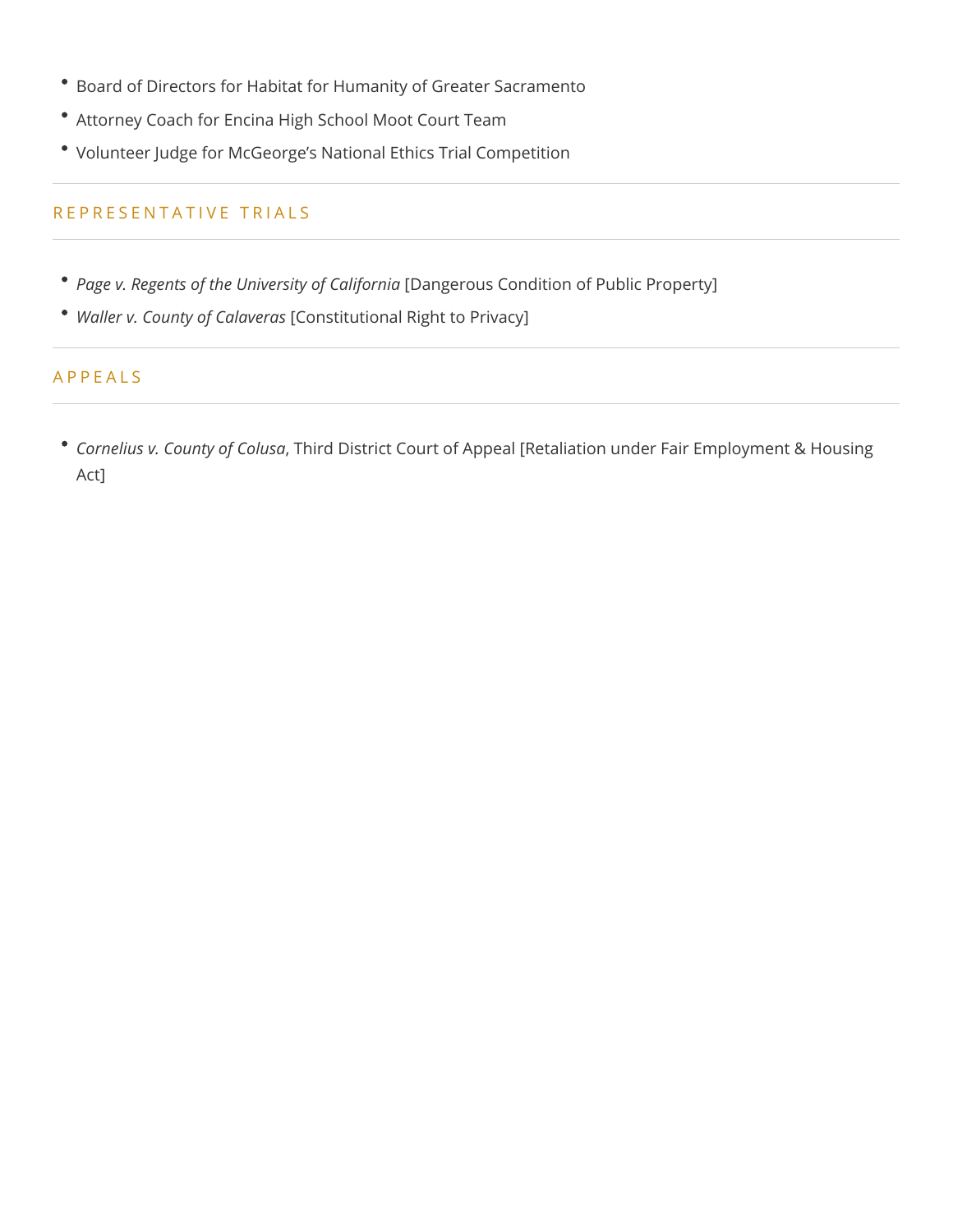- Board of Directors for Habitat for Humanity of Greater Sacramento
- Attorney Coach for Encina High School Moot Court Team
- Volunteer Judge for McGeorge's National Ethics Trial Competition

## REPRESENTATIVE TRIALS

- *Page v. Regents of the University of California* [Dangerous Condition of Public Property]
- *Waller v. County of Calaveras* [Constitutional Right to Privacy]

## APPEALS

- *Cornelius v. County of Colusa*, Third District Court of Appeal [Retaliation under Fair Employment & Housing Act]